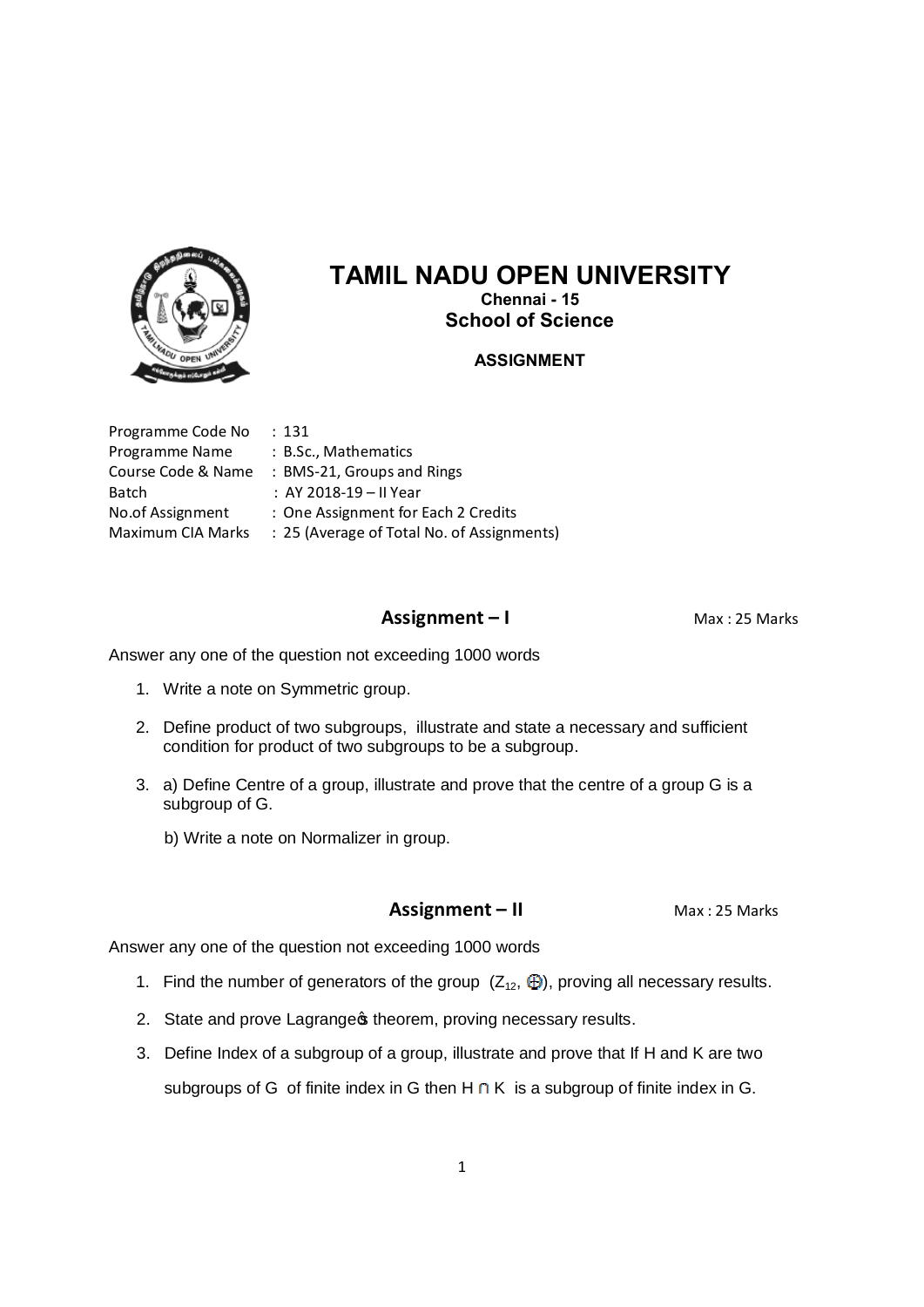# TAMIL NADU OPEN UNIVERSITY

**Chennai - 15**

**School of Science**

**ASSIGNMENT**

| | |
|---|---|
| Programme Code No | : 131 |
| Programme Name | : B.Sc., Mathematics |
| Course Code & Name | : BMS-21, Groups and Rings |
| Batch | : AY 2018-19 – II Year |
| No.of Assignment | : One Assignment for Each 2 Credits |
| Maximum CIA Marks | : 25 (Average of Total No. of Assignments) |

## Assignment – I

Max : 25 Marks

Answer any one of the question not exceeding 1000 words

1. Write a note on Symmetric group.
2. Define product of two subgroups, illustrate and state a necessary and sufficient condition for product of two subgroups to be a subgroup.
3. a) Define Centre of a group, illustrate and prove that the centre of a group G is a subgroup of G.

   b) Write a note on Normalizer in group.

## Assignment – II

Max : 25 Marks

Answer any one of the question not exceeding 1000 words

1. Find the number of generators of the group ($Z_{12}$, $\oplus$), proving all necessary results.
2. State and prove Lagrange's theorem, proving necessary results.
3. Define Index of a subgroup of a group, illustrate and prove that If H and K are two subgroups of G of finite index in G then $H \cap K$ is a subgroup of finite index in G.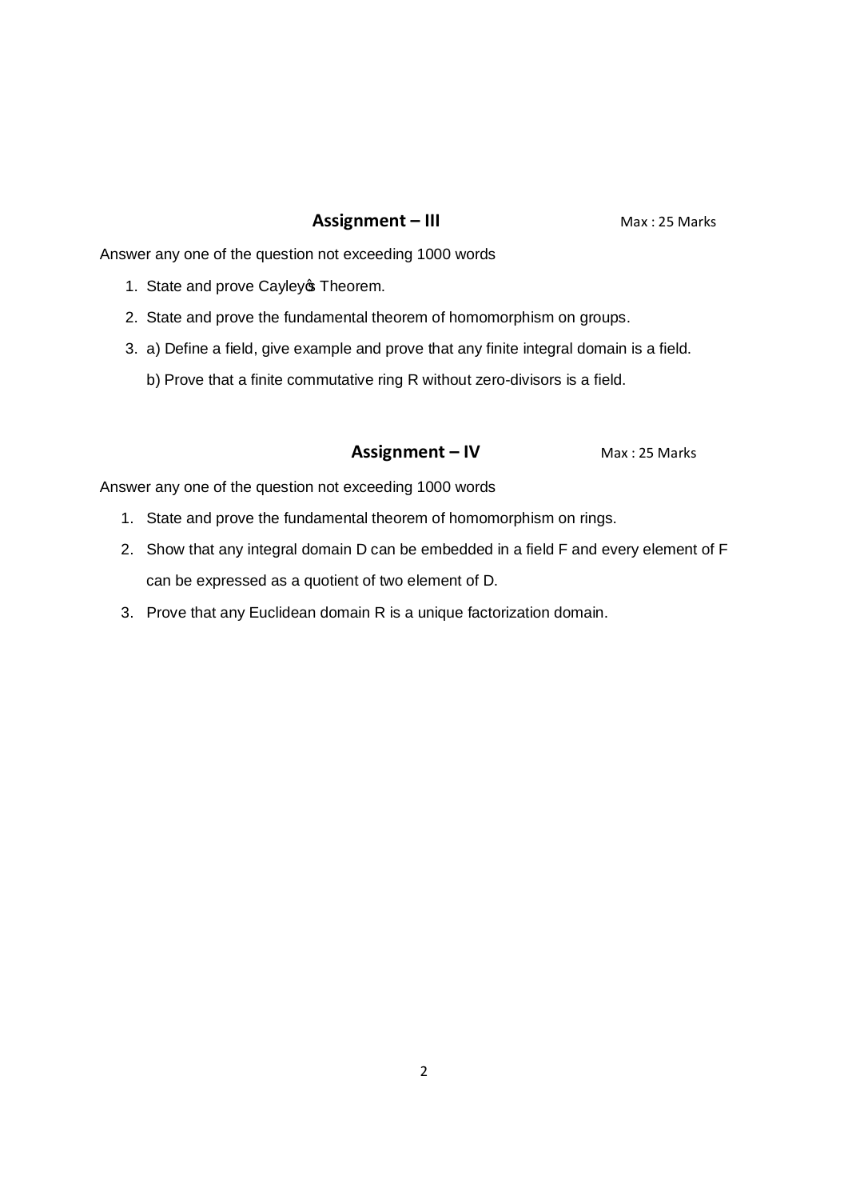## Assignment – III

Max : 25 Marks

Answer any one of the question not exceeding 1000 words

1. State and prove Cayley's Theorem.
2. State and prove the fundamental theorem of homomorphism on groups.
3. a) Define a field, give example and prove that any finite integral domain is a field.

   b) Prove that a finite commutative ring R without zero-divisors is a field.

## Assignment – IV

Max : 25 Marks

Answer any one of the question not exceeding 1000 words

1. State and prove the fundamental theorem of homomorphism on rings.
2. Show that any integral domain D can be embedded in a field F and every element of F can be expressed as a quotient of two element of D.
3. Prove that any Euclidean domain R is a unique factorization domain.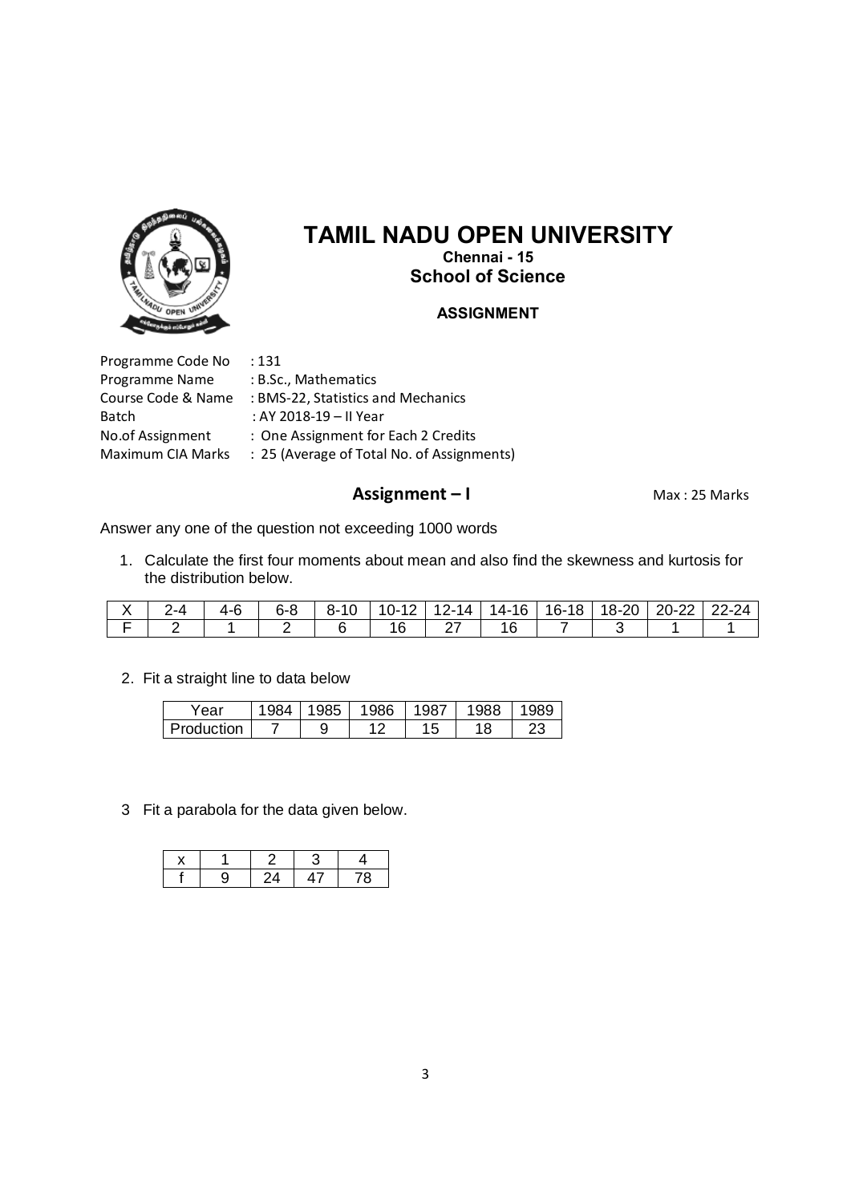# TAMIL NADU OPEN UNIVERSITY

**Chennai - 15**

**School of Science**

**ASSIGNMENT**

Programme Code No : 131
Programme Name : B.Sc., Mathematics
Course Code & Name : BMS-22, Statistics and Mechanics
Batch : AY 2018-19 – II Year
No.of Assignment : One Assignment for Each 2 Credits
Maximum CIA Marks : 25 (Average of Total No. of Assignments)

## Assignment – I

Max : 25 Marks

Answer any one of the question not exceeding 1000 words

1. Calculate the first four moments about mean and also find the skewness and kurtosis for the distribution below.

| X | 2-4 | 4-6 | 6-8 | 8-10 | 10-12 | 12-14 | 14-16 | 16-18 | 18-20 | 20-22 | 22-24 |
|---|---|---|---|---|---|---|---|---|---|---|---|
| F | 2 | 1 | 2 | 6 | 16 | 27 | 16 | 7 | 3 | 1 | 1 |

2. Fit a straight line to data below

| Year | 1984 | 1985 | 1986 | 1987 | 1988 | 1989 |
|---|---|---|---|---|---|---|
| Production | 7 | 9 | 12 | 15 | 18 | 23 |

3 Fit a parabola for the data given below.

| x | 1 | 2 | 3 | 4 |
|---|---|---|---|---|
| f | 9 | 24 | 47 | 78 |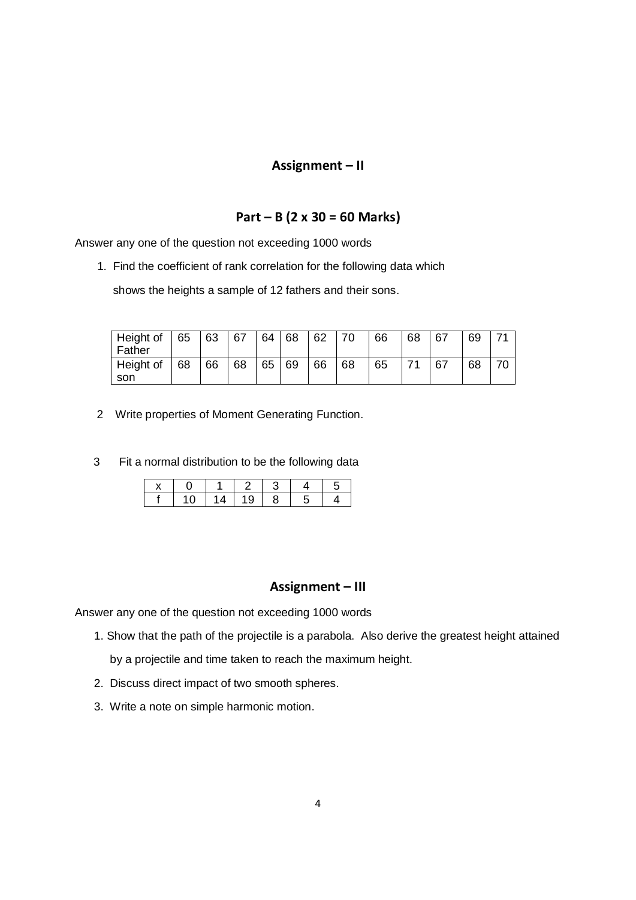## Assignment – II

### Part – B (2 x 30 = 60 Marks)

Answer any one of the question not exceeding 1000 words

1. Find the coefficient of rank correlation for the following data which shows the heights a sample of 12 fathers and their sons.

| Height of Father | 65 | 63 | 67 | 64 | 68 | 62 | 70 | 66 | 68 | 67 | 69 | 71 |
|---|---|---|---|---|---|---|---|---|---|---|---|---|
| Height of son | 68 | 66 | 68 | 65 | 69 | 66 | 68 | 65 | 71 | 67 | 68 | 70 |

2 Write properties of Moment Generating Function.

3 Fit a normal distribution to be the following data

| x | 0 | 1 | 2 | 3 | 4 | 5 |
|---|---|---|---|---|---|---|
| f | 10 | 14 | 19 | 8 | 5 | 4 |

## Assignment – III

Answer any one of the question not exceeding 1000 words

1. Show that the path of the projectile is a parabola. Also derive the greatest height attained by a projectile and time taken to reach the maximum height.
2. Discuss direct impact of two smooth spheres.
3. Write a note on simple harmonic motion.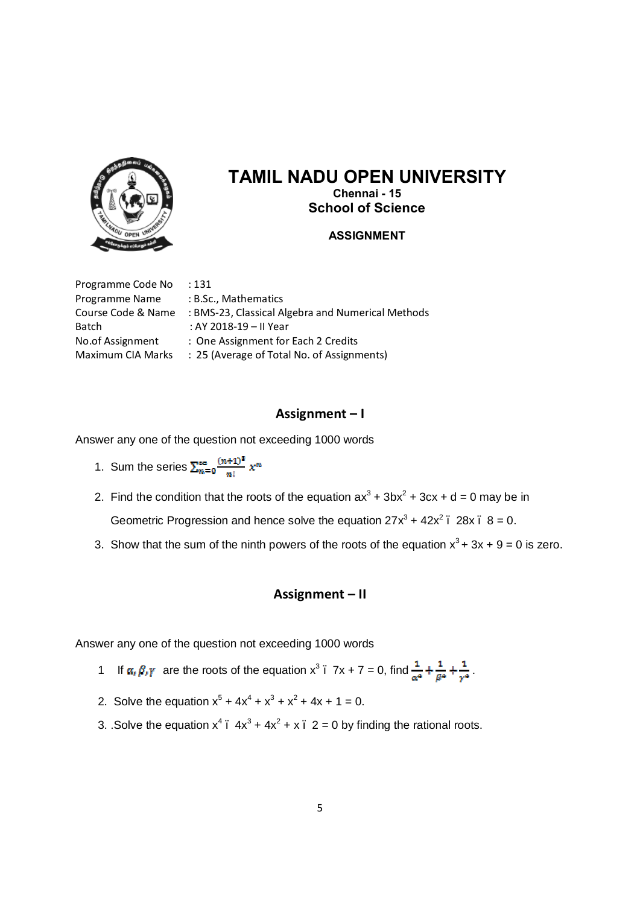# TAMIL NADU OPEN UNIVERSITY

**Chennai - 15**

**School of Science**

**ASSIGNMENT**

| | |
|---|---|
| Programme Code No | : 131 |
| Programme Name | : B.Sc., Mathematics |
| Course Code & Name | : BMS-23, Classical Algebra and Numerical Methods |
| Batch | : AY 2018-19 – II Year |
| No.of Assignment | : One Assignment for Each 2 Credits |
| Maximum CIA Marks | : 25 (Average of Total No. of Assignments) |

## Assignment – I

Answer any one of the question not exceeding 1000 words

1. Sum the series $\sum_{n=0}^{\infty} \frac{(n+1)^3}{n!} x^n$
2. Find the condition that the roots of the equation $ax^3 + 3bx^2 + 3cx + d = 0$ may be in Geometric Progression and hence solve the equation $27x^3 + 42x^2 - 28x - 8 = 0$.
3. Show that the sum of the ninth powers of the roots of the equation $x^3 + 3x + 9 = 0$ is zero.

## Assignment – II

Answer any one of the question not exceeding 1000 words

1. If $\alpha, \beta, \gamma$ are the roots of the equation $x^3 - 7x + 7 = 0$, find $\frac{1}{\alpha^4} + \frac{1}{\beta^4} + \frac{1}{\gamma^4}$.
2. Solve the equation $x^5 + 4x^4 + x^3 + x^2 + 4x + 1 = 0$.
3. .Solve the equation $x^4 - 4x^3 + 4x^2 + x - 2 = 0$ by finding the rational roots.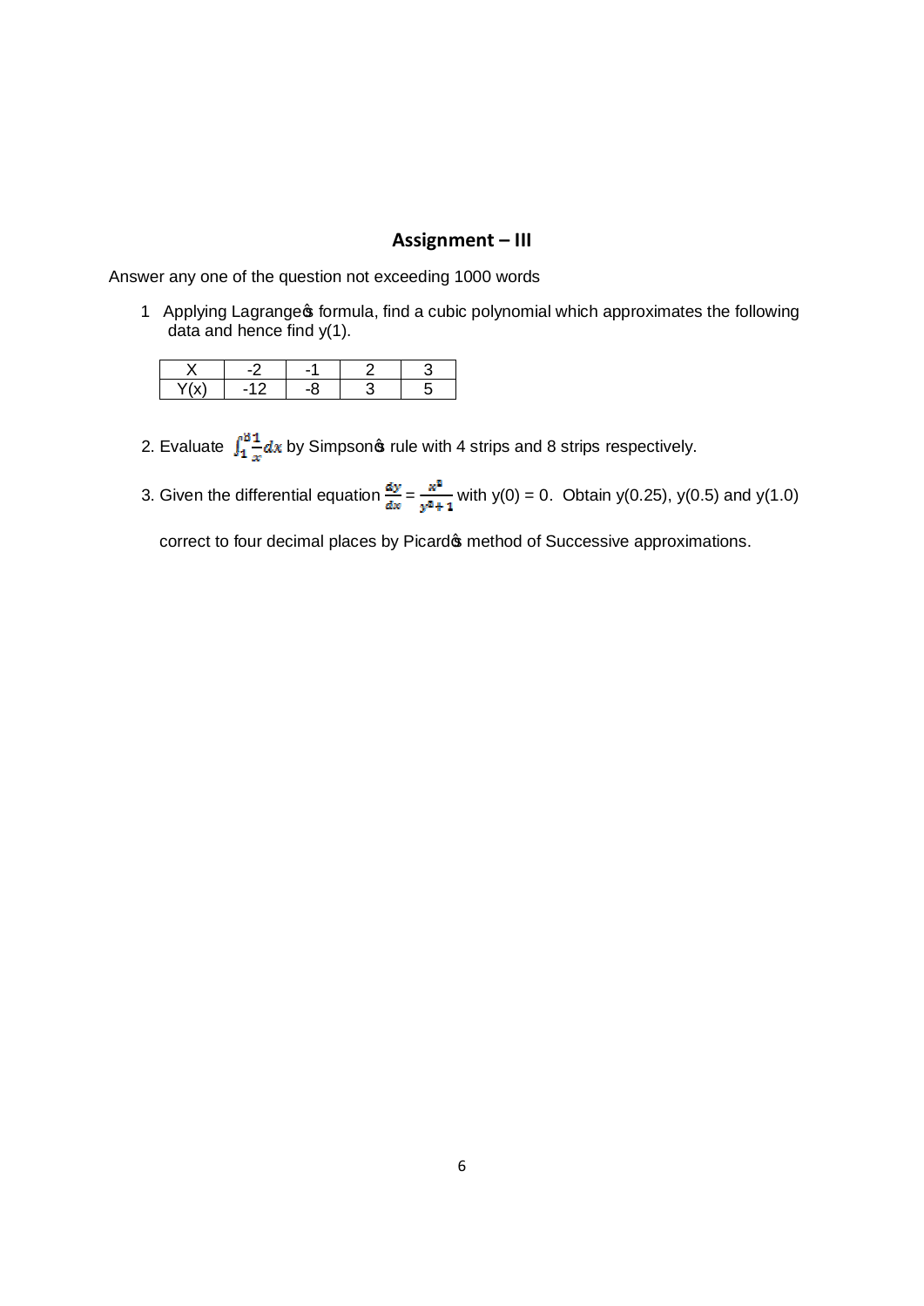## Assignment – III

Answer any one of the question not exceeding 1000 words

1. Applying Lagrange's formula, find a cubic polynomial which approximates the following data and hence find y(1).

| X | -2 | -1 | 2 | 3 |
|---|---|---|---|---|
| Y(x) | -12 | -8 | 3 | 5 |

2. Evaluate $\int_1^2 \frac{1}{x} dx$ by Simpson's rule with 4 strips and 8 strips respectively.

3. Given the differential equation $\frac{dy}{dx} = \frac{x^2}{y^2+1}$ with y(0) = 0. Obtain y(0.25), y(0.5) and y(1.0) correct to four decimal places by Picard's method of Successive approximations.